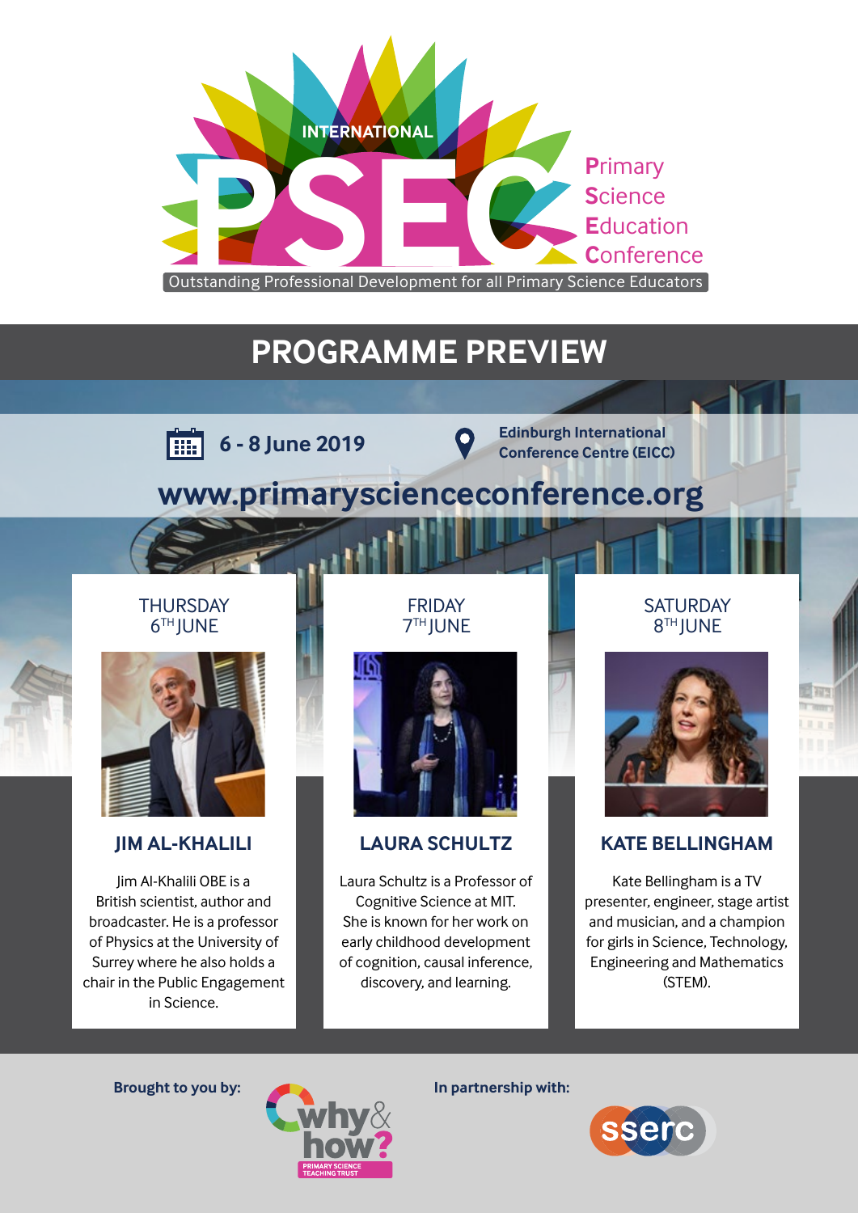# INTERNATIONAL PSEC

**P**rimary **S**cience **E**ducation **C**onference

Outstanding Professional Development for all Primary Science Educators

## PROGRAMME PREVIEW

**6 - 8 June 2019**

**Edinburgh International Conference Centre (EICC)**

**www.primaryscienceconference.org**

### THURSDAY 6TH JUNE

#### JIM AL-KHALILI

Jim Al-Khalili OBE is a British scientist, author and broadcaster. He is a professor of Physics at the University of Surrey where he also holds a chair in the Public Engagement in Science.

### FRIDAY 7TH JUNE

#### LAURA SCHULTZ

Laura Schultz is a Professor of Cognitive Science at MIT. She is known for her work on early childhood development of cognition, causal inference, discovery, and learning.

### SATURDAY 8TH JUNE

#### KATE BELLINGHAM

Kate Bellingham is a TV presenter, engineer, stage artist and musician, and a champion for girls in Science, Technology, Engineering and Mathematics (STEM).

**Brought to you by:** why & how? PRIMARY SCIENCE TEACHING TRUST

**In partnership with:** sserc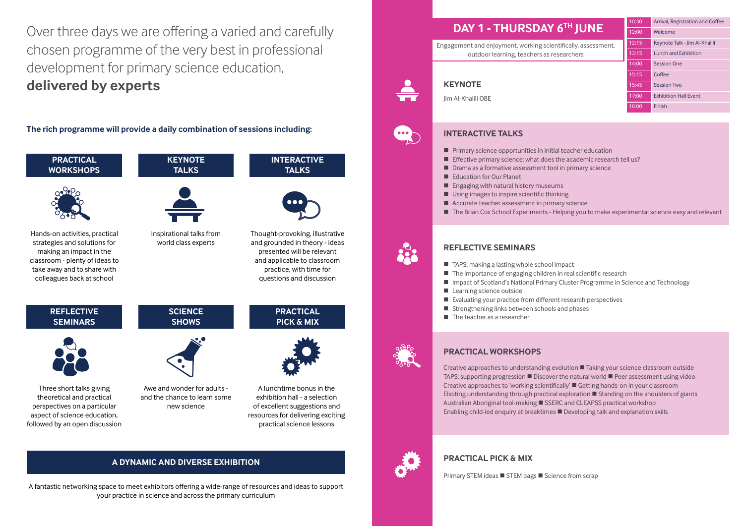Over three days we are offering a varied and carefully chosen programme of the very best in professional development for primary science education, **delivered by experts**

**The rich programme will provide a daily combination of sessions including:**

### PRACTICAL WORKSHOPS

Hands-on activities, practical strategies and solutions for making an impact in the classroom - plenty of ideas to take away and to share with colleagues back at school

### KEYNOTE TALKS

Inspirational talks from world class experts

### INTERACTIVE TALKS

Thought-provoking, illustrative and grounded in theory - ideas presented will be relevant and applicable to classroom practice, with time for questions and discussion

### REFLECTIVE SEMINARS

Three short talks giving theoretical and practical perspectives on a particular aspect of science education, followed by an open discussion

### SCIENCE SHOWS

Awe and wonder for adults - and the chance to learn some new science

### PRACTICAL PICK & MIX

A lunchtime bonus in the exhibition hall - a selection of excellent suggestions and resources for delivering exciting practical science lessons

### A DYNAMIC AND DIVERSE EXHIBITION

A fantastic networking space to meet exhibitors offering a wide-range of resources and ideas to support your practice in science and across the primary curriculum

## DAY 1 - THURSDAY 6TH JUNE

Engagement and enjoyment, working scientifically, assessment, outdoor learning, teachers as researchers

| Time | Event |
|---|---|
| 10:30 | Arrival, Registration and Coffee |
| 12:00 | Welcome |
| 12:15 | Keynote Talk - Jim Al-Khalili |
| 13:15 | Lunch and Exhibition |
| 14:00 | Session One |
| 15:15 | Coffee |
| 15:45 | Session Two |
| 17:00 | Exhibition Hall Event |
| 18:00 | Finish |

### KEYNOTE

Jim Al-Khalili OBE

### INTERACTIVE TALKS

- Primary science opportunities in initial teacher education
- Effective primary science: what does the academic research tell us?
- Drama as a formative assessment tool in primary science
- Education for Our Planet
- Engaging with natural history museums
- Using images to inspire scientific thinking
- Accurate teacher assessment in primary science
- The Brian Cox School Experiments - Helping you to make experimental science easy and relevant

### REFLECTIVE SEMINARS

- TAPS: making a lasting whole school impact
- The importance of engaging children in real scientific research
- Impact of Scotland's National Primary Cluster Programme in Science and Technology
- Learning science outside
- Evaluating your practice from different research perspectives
- Strengthening links between schools and phases
- The teacher as a researcher

### PRACTICAL WORKSHOPS

Creative approaches to understanding evolution ■ Taking your science classroom outside
TAPS: supporting progression ■ Discover the natural world ■ Peer assessment using video
Creative approaches to 'working scientifically' ■ Getting hands-on in your classroom
Eliciting understanding through practical exploration ■ Standing on the shoulders of giants
Australian Aboriginal tool-making ■ SSERC and CLEAPSS practical workshop
Enabling child-led enquiry at breaktimes ■ Developing talk and explanation skills

### PRACTICAL PICK & MIX

Primary STEM ideas ■ STEM bags ■ Science from scrap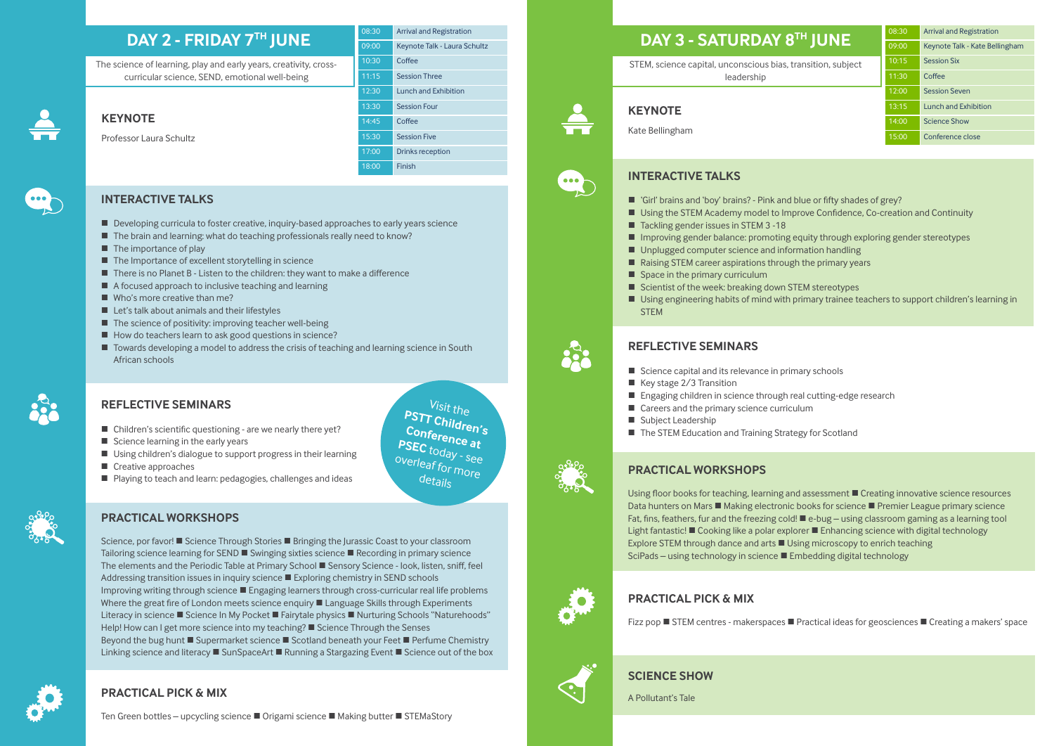# DAY 2 - FRIDAY 7TH JUNE

The science of learning, play and early years, creativity, cross-curricular science, SEND, emotional well-being

| | |
|---|---|
| 08:30 | Arrival and Registration |
| 09:00 | Keynote Talk - Laura Schultz |
| 10:30 | Coffee |
| 11:15 | Session Three |
| 12:30 | Lunch and Exhibition |
| 13:30 | Session Four |
| 14:45 | Coffee |
| 15:30 | Session Five |
| 17:00 | Drinks reception |
| 18:00 | Finish |

## KEYNOTE

Professor Laura Schultz

## INTERACTIVE TALKS

- Developing curricula to foster creative, inquiry-based approaches to early years science
- The brain and learning: what do teaching professionals really need to know?
- The importance of play
- The Importance of excellent storytelling in science
- There is no Planet B - Listen to the children: they want to make a difference
- A focused approach to inclusive teaching and learning
- Who's more creative than me?
- Let's talk about animals and their lifestyles
- The science of positivity: improving teacher well-being
- How do teachers learn to ask good questions in science?
- Towards developing a model to address the crisis of teaching and learning science in South African schools

## REFLECTIVE SEMINARS

- Children's scientific questioning - are we nearly there yet?
- Science learning in the early years
- Using children's dialogue to support progress in their learning
- Creative approaches
- Playing to teach and learn: pedagogies, challenges and ideas

Visit the **PSTT Children's Conference at PSEC** today - see overleaf for more details

## PRACTICAL WORKSHOPS

Science, por favor! ■ Science Through Stories ■ Bringing the Jurassic Coast to your classroom
Tailoring science learning for SEND ■ Swinging sixties science ■ Recording in primary science
The elements and the Periodic Table at Primary School ■ Sensory Science - look, listen, sniff, feel
Addressing transition issues in inquiry science ■ Exploring chemistry in SEND schools
Improving writing through science ■ Engaging learners through cross-curricular real life problems
Where the great fire of London meets science enquiry ■ Language Skills through Experiments
Literacy in science ■ Science In My Pocket ■ Fairytale physics ■ Nurturing Schools "Naturehoods"
Help! How can I get more science into my teaching? ■ Science Through the Senses
Beyond the bug hunt ■ Supermarket science ■ Scotland beneath your Feet ■ Perfume Chemistry
Linking science and literacy ■ SunSpaceArt ■ Running a Stargazing Event ■ Science out of the box

## PRACTICAL PICK & MIX

Ten Green bottles – upcycling science ■ Origami science ■ Making butter ■ STEMaStory

# DAY 3 - SATURDAY 8TH JUNE

STEM, science capital, unconscious bias, transition, subject leadership

| | |
|---|---|
| 08:30 | Arrival and Registration |
| 09:00 | Keynote Talk - Kate Bellingham |
| 10:15 | Session Six |
| 11:30 | Coffee |
| 12:00 | Session Seven |
| 13:15 | Lunch and Exhibition |
| 14:00 | Science Show |
| 15:00 | Conference close |

## KEYNOTE

Kate Bellingham

## INTERACTIVE TALKS

- 'Girl' brains and 'boy' brains? - Pink and blue or fifty shades of grey?
- Using the STEM Academy model to Improve Confidence, Co-creation and Continuity
- Tackling gender issues in STEM 3 -18
- Improving gender balance: promoting equity through exploring gender stereotypes
- Unplugged computer science and information handling
- Raising STEM career aspirations through the primary years
- Space in the primary curriculum
- Scientist of the week: breaking down STEM stereotypes
- Using engineering habits of mind with primary trainee teachers to support children's learning in STEM

## REFLECTIVE SEMINARS

- Science capital and its relevance in primary schools
- Key stage 2/3 Transition
- Engaging children in science through real cutting-edge research
- Careers and the primary science curriculum
- Subject Leadership
- The STEM Education and Training Strategy for Scotland

## PRACTICAL WORKSHOPS

Using floor books for teaching, learning and assessment ■ Creating innovative science resources
Data hunters on Mars ■ Making electronic books for science ■ Premier League primary science
Fat, fins, feathers, fur and the freezing cold! ■ e-bug – using classroom gaming as a learning tool
Light fantastic! ■ Cooking like a polar explorer ■ Enhancing science with digital technology
Explore STEM through dance and arts ■ Using microscopy to enrich teaching
SciPads – using technology in science ■ Embedding digital technology

## PRACTICAL PICK & MIX

Fizz pop ■ STEM centres - makerspaces ■ Practical ideas for geosciences ■ Creating a makers' space

## SCIENCE SHOW

A Pollutant's Tale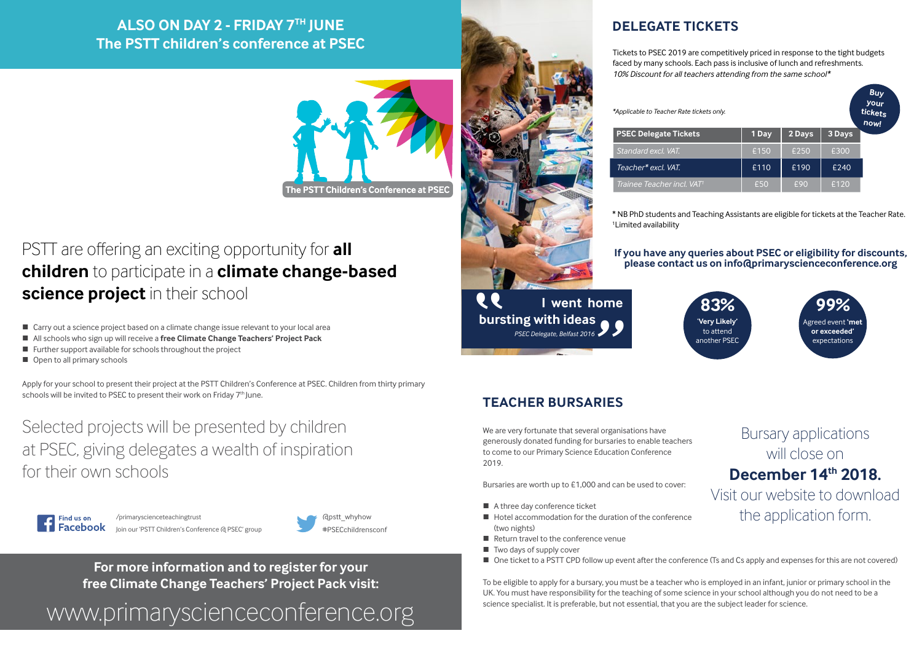## ALSO ON DAY 2 - FRIDAY 7TH JUNE
## The PSTT children's conference at PSEC

The PSTT Children's Conference at PSEC

PSTT are offering an exciting opportunity for **all children** to participate in a **climate change-based science project** in their school

- Carry out a science project based on a climate change issue relevant to your local area
- All schools who sign up will receive a **free Climate Change Teachers' Project Pack**
- Further support available for schools throughout the project
- Open to all primary schools

Apply for your school to present their project at the PSTT Children's Conference at PSEC. Children from thirty primary schools will be invited to PSEC to present their work on Friday 7th June.

Selected projects will be presented by children at PSEC, giving delegates a wealth of inspiration for their own schools

Find us on Facebook /primaryscienceteachingtrust
Join our 'PSTT Children's Conference @ PSEC' group

@pstt_whyhow
#PSECchildrensconf

**For more information and to register for your free Climate Change Teachers' Project Pack visit:**

www.primaryscienceconference.org

> "I went home bursting with ideas"
> *PSEC Delegate, Belfast 2016*

## DELEGATE TICKETS

Tickets to PSEC 2019 are competitively priced in response to the tight budgets faced by many schools. Each pass is inclusive of lunch and refreshments.
*10% Discount for all teachers attending from the same school**

**Buy your tickets now!**

**Applicable to Teacher Rate tickets only.*

| PSEC Delegate Tickets | 1 Day | 2 Days | 3 Days |
|---|---|---|---|
| *Standard excl. VAT.* | £150 | £250 | £300 |
| *Teacher* excl. VAT.* | £110 | £190 | £240 |
| *Trainee Teacher incl. VAT*[1] | £50 | £90 | £120 |

* NB PhD students and Teaching Assistants are eligible for tickets at the Teacher Rate.
[1]Limited availability

**If you have any queries about PSEC or eligibility for discounts, please contact us on info@primaryscienceconference.org**

**83%** 'Very Likely' to attend another PSEC

**99%** Agreed event **'met or exceeded'** expectations

## TEACHER BURSARIES

We are very fortunate that several organisations have generously donated funding for bursaries to enable teachers to come to our Primary Science Education Conference 2019.

Bursaries are worth up to £1,000 and can be used to cover:

- A three day conference ticket
- Hotel accommodation for the duration of the conference (two nights)
- Return travel to the conference venue
- Two days of supply cover
- One ticket to a PSTT CPD follow up event after the conference (Ts and Cs apply and expenses for this are not covered)

To be eligible to apply for a bursary, you must be a teacher who is employed in an infant, junior or primary school in the UK. You must have responsibility for the teaching of some science in your school although you do not need to be a science specialist. It is preferable, but not essential, that you are the subject leader for science.

Bursary applications will close on **December 14th 2018.** Visit our website to download the application form.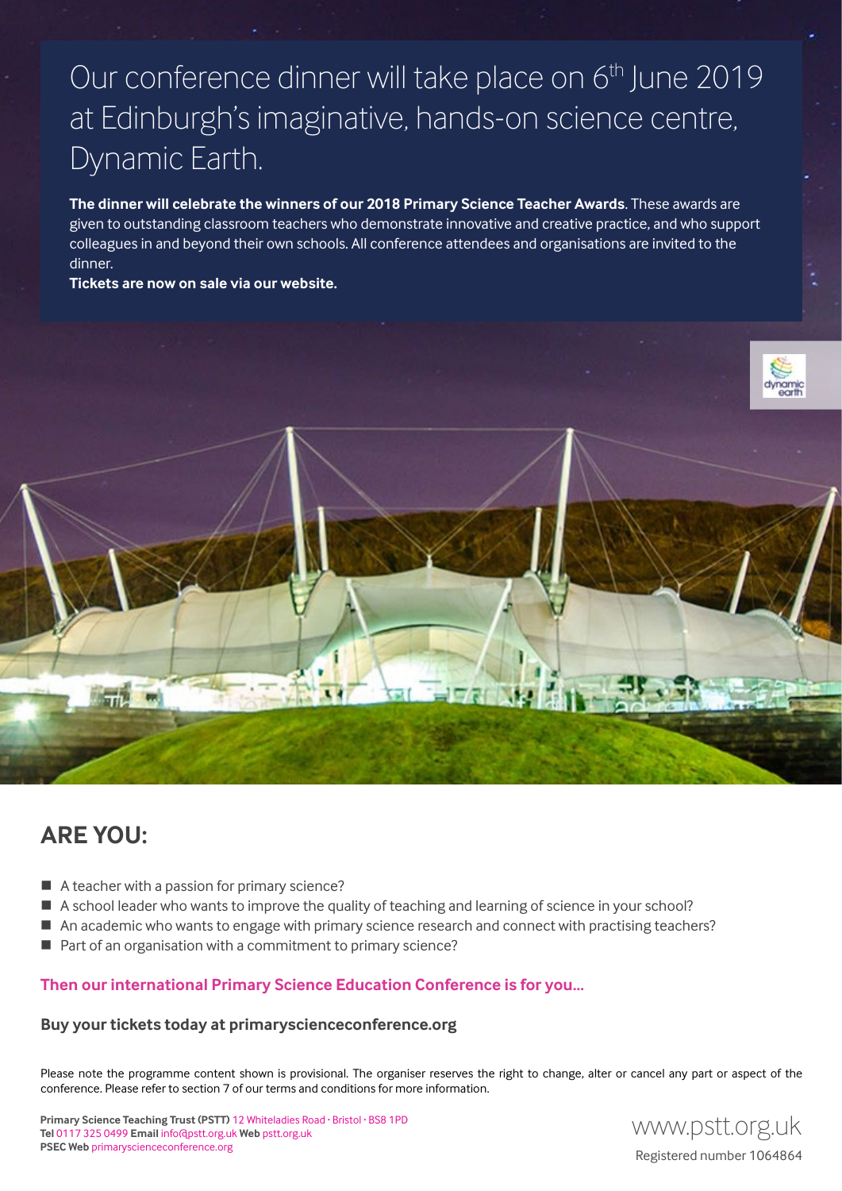Our conference dinner will take place on 6th June 2019 at Edinburgh's imaginative, hands-on science centre, Dynamic Earth.

**The dinner will celebrate the winners of our 2018 Primary Science Teacher Awards**. These awards are given to outstanding classroom teachers who demonstrate innovative and creative practice, and who support colleagues in and beyond their own schools. All conference attendees and organisations are invited to the dinner.

**Tickets are now on sale via our website.**

## ARE YOU:

- A teacher with a passion for primary science?
- A school leader who wants to improve the quality of teaching and learning of science in your school?
- An academic who wants to engage with primary science research and connect with practising teachers?
- Part of an organisation with a commitment to primary science?

**Then our international Primary Science Education Conference is for you...**

**Buy your tickets today at primaryscienceconference.org**

Please note the programme content shown is provisional. The organiser reserves the right to change, alter or cancel any part or aspect of the conference. Please refer to section 7 of our terms and conditions for more information.

**Primary Science Teaching Trust (PSTT)** 12 Whiteladies Road · Bristol · BS8 1PD
**Tel** 0117 325 0499 **Email** info@pstt.org.uk **Web** pstt.org.uk
**PSEC Web** primaryscienceconference.org

www.pstt.org.uk

Registered number 1064864